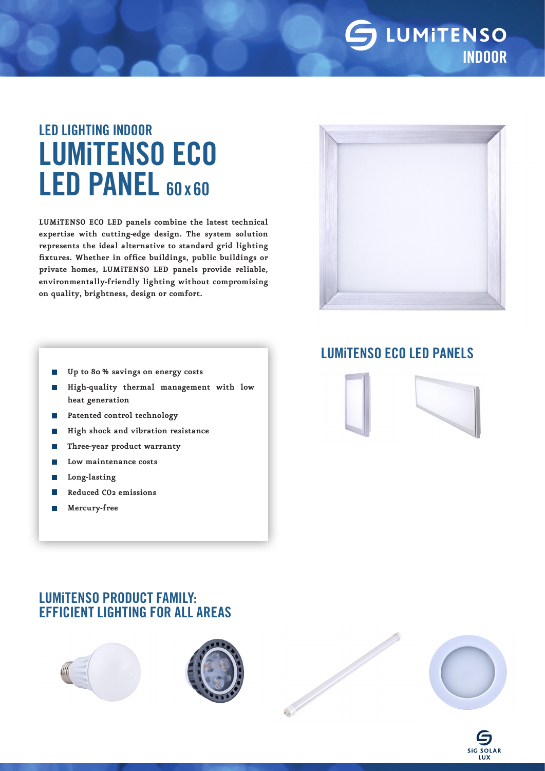LUMiTENSO

INDOOR

## LED LIGHTING INDOOR

# LUMiTENSO ECO LED PANEL 60 x 60

**LUMiTENSO ECO LED panels combine the latest technical expertise with cutting-edge design. The system solution represents the ideal alternative to standard grid lighting fixtures. Whether in office buildings, public buildings or private homes, LUMiTENSO LED panels provide reliable, environmentally-friendly lighting without compromising on quality, brightness, design or comfort.**

- **Up to 80 % savings on energy costs**
- **High-quality thermal management with low heat generation**
- **Patented control technology**
- **High shock and vibration resistance**
- **Three-year product warranty**
- **Low maintenance costs**
- **Long-lasting**
- **Reduced $CO_2$ emissions**
- **Mercury-free**

## LUMiTENSO ECO LED PANELS

## LUMiTENSO PRODUCT FAMILY: EFFICIENT LIGHTING FOR ALL AREAS

SiG SOLAR LUX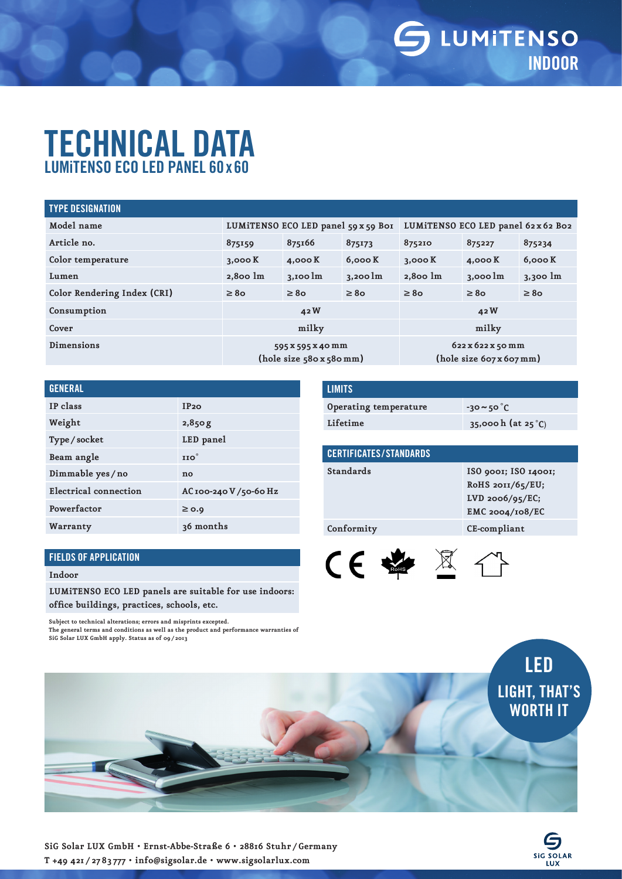LUMiTENSO
INDOOR

# TECHNICAL DATA
## LUMiTENSO ECO LED PANEL 60 x 60

| TYPE DESIGNATION | | | | | | |
|---|---|---|---|---|---|---|
| Model name | LUMiTENSO ECO LED panel 59 x 59 B01 | | | LUMiTENSO ECO LED panel 62 x 62 B02 | | |
| Article no. | 875159 | 875166 | 875173 | 875210 | 875227 | 875234 |
| Color temperature | 3,000 K | 4,000 K | 6,000 K | 3,000 K | 4,000 K | 6,000 K |
| Lumen | 2,800 lm | 3,100 lm | 3,200 lm | 2,800 lm | 3,000 lm | 3,300 lm |
| Color Rendering Index (CRI) | ≥ 80 | ≥ 80 | ≥ 80 | ≥ 80 | ≥ 80 | ≥ 80 |
| Consumption | 42 W | | | 42 W | | |
| Cover | milky | | | milky | | |
| Dimensions | 595 x 595 x 40 mm (hole size 580 x 580 mm) | | | 622 x 622 x 50 mm (hole size 607 x 607 mm) | | |

| GENERAL | |
|---|---|
| IP class | IP20 |
| Weight | 2,850 g |
| Type / socket | LED panel |
| Beam angle | 110° |
| Dimmable yes / no | no |
| Electrical connection | AC 100-240 V / 50-60 Hz |
| Powerfactor | ≥ 0.9 |
| Warranty | 36 months |

| LIMITS | |
|---|---|
| Operating temperature | -30 ~ 50 °C |
| Lifetime | 35,000 h (at 25 °C) |

| CERTIFICATES / STANDARDS | |
|---|---|
| Standards | ISO 9001; ISO 14001; RoHS 2011/65/EU; LVD 2006/95/EC; EMC 2004/108/EC |
| Conformity | CE-compliant |

### FIELDS OF APPLICATION

**Indoor**

**LUMiTENSO ECO LED panels are suitable for use indoors: office buildings, practices, schools, etc.**

Subject to technical alterations; errors and misprints excepted.
The general terms and conditions as well as the product and performance warranties of SiG Solar LUX GmbH apply. Status as of 09 / 2013

LED
LIGHT, THAT'S WORTH IT

SiG Solar LUX GmbH • Ernst-Abbe-Straße 6 • 28816 Stuhr / Germany
T +49 421 / 27 83 777 • info@sigsolar.de • www.sigsolarlux.com

SiG SOLAR LUX